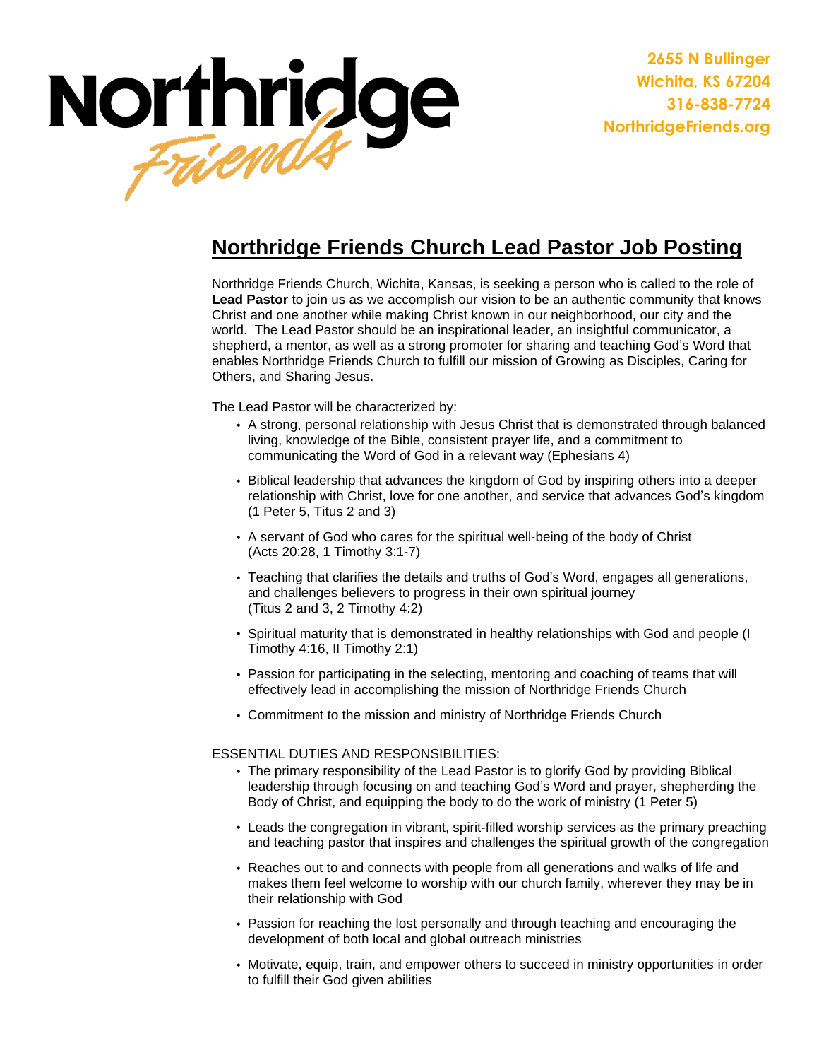Northridge Friends

2655 N Bullinger
Wichita, KS 67204
316-838-7724
NorthridgeFriends.org

# Northridge Friends Church Lead Pastor Job Posting

Northridge Friends Church, Wichita, Kansas, is seeking a person who is called to the role of **Lead Pastor** to join us as we accomplish our vision to be an authentic community that knows Christ and one another while making Christ known in our neighborhood, our city and the world. The Lead Pastor should be an inspirational leader, an insightful communicator, a shepherd, a mentor, as well as a strong promoter for sharing and teaching God's Word that enables Northridge Friends Church to fulfill our mission of Growing as Disciples, Caring for Others, and Sharing Jesus.

The Lead Pastor will be characterized by:

- A strong, personal relationship with Jesus Christ that is demonstrated through balanced living, knowledge of the Bible, consistent prayer life, and a commitment to communicating the Word of God in a relevant way (Ephesians 4)
- Biblical leadership that advances the kingdom of God by inspiring others into a deeper relationship with Christ, love for one another, and service that advances God's kingdom (1 Peter 5, Titus 2 and 3)
- A servant of God who cares for the spiritual well-being of the body of Christ (Acts 20:28, 1 Timothy 3:1-7)
- Teaching that clarifies the details and truths of God's Word, engages all generations, and challenges believers to progress in their own spiritual journey (Titus 2 and 3, 2 Timothy 4:2)
- Spiritual maturity that is demonstrated in healthy relationships with God and people (I Timothy 4:16, II Timothy 2:1)
- Passion for participating in the selecting, mentoring and coaching of teams that will effectively lead in accomplishing the mission of Northridge Friends Church
- Commitment to the mission and ministry of Northridge Friends Church

ESSENTIAL DUTIES AND RESPONSIBILITIES:

- The primary responsibility of the Lead Pastor is to glorify God by providing Biblical leadership through focusing on and teaching God's Word and prayer, shepherding the Body of Christ, and equipping the body to do the work of ministry (1 Peter 5)
- Leads the congregation in vibrant, spirit-filled worship services as the primary preaching and teaching pastor that inspires and challenges the spiritual growth of the congregation
- Reaches out to and connects with people from all generations and walks of life and makes them feel welcome to worship with our church family, wherever they may be in their relationship with God
- Passion for reaching the lost personally and through teaching and encouraging the development of both local and global outreach ministries
- Motivate, equip, train, and empower others to succeed in ministry opportunities in order to fulfill their God given abilities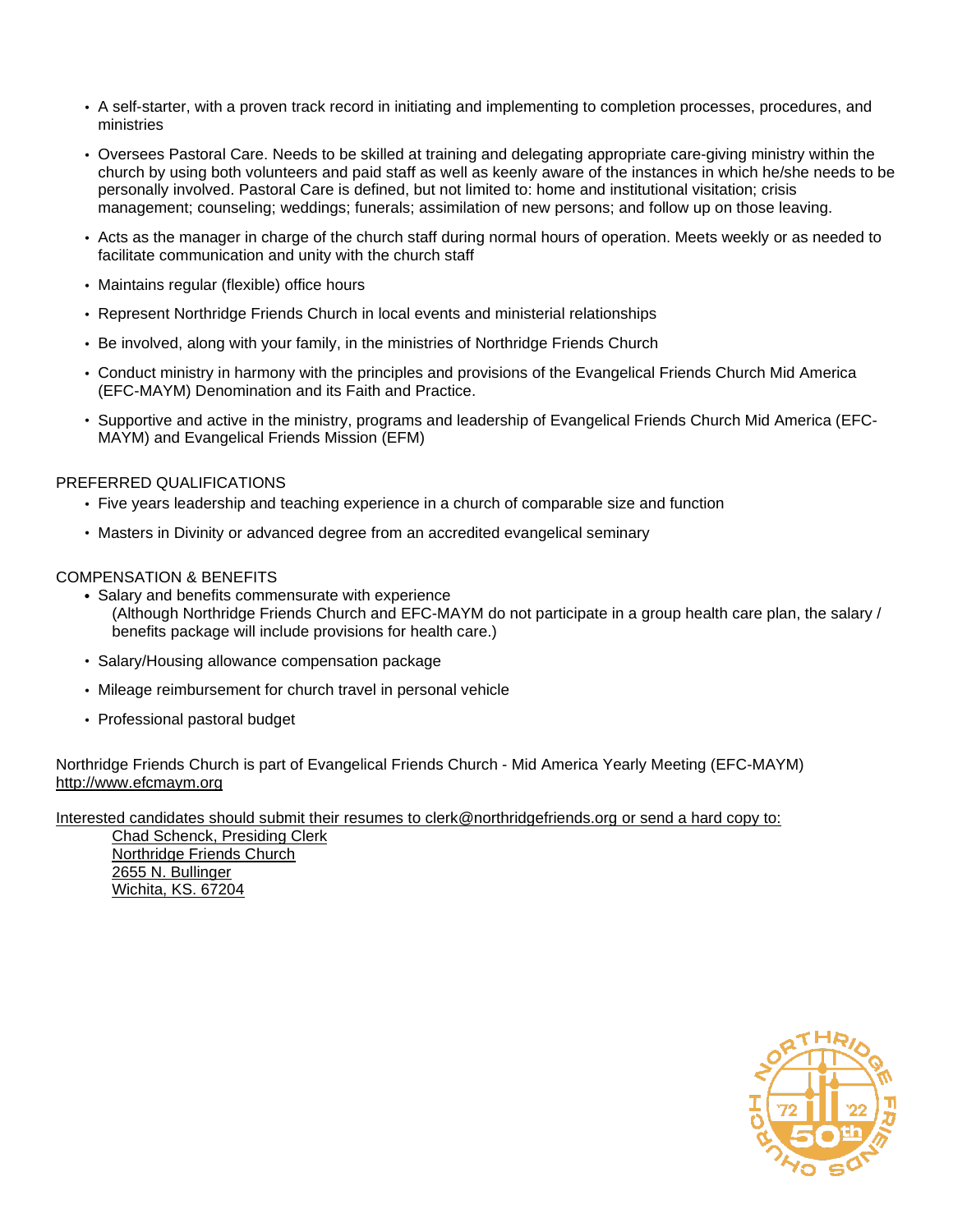- A self-starter, with a proven track record in initiating and implementing to completion processes, procedures, and ministries
- Oversees Pastoral Care. Needs to be skilled at training and delegating appropriate care-giving ministry within the church by using both volunteers and paid staff as well as keenly aware of the instances in which he/she needs to be personally involved. Pastoral Care is defined, but not limited to: home and institutional visitation; crisis management; counseling; weddings; funerals; assimilation of new persons; and follow up on those leaving.
- Acts as the manager in charge of the church staff during normal hours of operation. Meets weekly or as needed to facilitate communication and unity with the church staff
- Maintains regular (flexible) office hours
- Represent Northridge Friends Church in local events and ministerial relationships
- Be involved, along with your family, in the ministries of Northridge Friends Church
- Conduct ministry in harmony with the principles and provisions of the Evangelical Friends Church Mid America (EFC-MAYM) Denomination and its Faith and Practice.
- Supportive and active in the ministry, programs and leadership of Evangelical Friends Church Mid America (EFC-MAYM) and Evangelical Friends Mission (EFM)

PREFERRED QUALIFICATIONS

- Five years leadership and teaching experience in a church of comparable size and function
- Masters in Divinity or advanced degree from an accredited evangelical seminary

COMPENSATION & BENEFITS

- Salary and benefits commensurate with experience
  (Although Northridge Friends Church and EFC-MAYM do not participate in a group health care plan, the salary / benefits package will include provisions for health care.)
- Salary/Housing allowance compensation package
- Mileage reimbursement for church travel in personal vehicle
- Professional pastoral budget

Northridge Friends Church is part of Evangelical Friends Church - Mid America Yearly Meeting (EFC-MAYM)
http://www.efcmaym.org

Interested candidates should submit their resumes to clerk@northridgefriends.org or send a hard copy to:

Chad Schenck, Presiding Clerk
Northridge Friends Church
2655 N. Bullinger
Wichita, KS. 67204